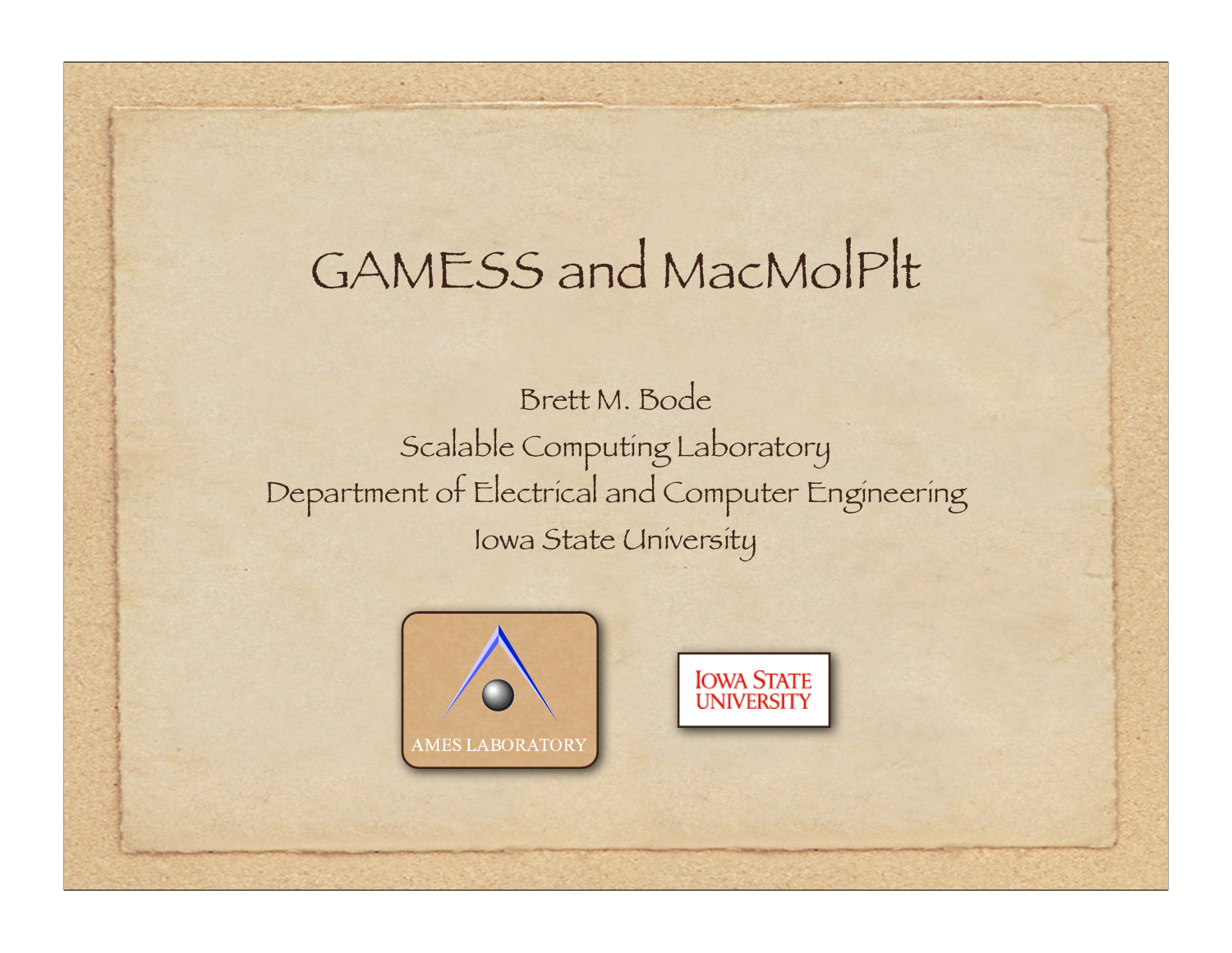# GAMESS and MacMolPlt

Brett M. Bode

Scalable Computing Laboratory

Department of Electrical and Computer Engineering

Iowa State University

AMES LABORATORY

IOWA STATE UNIVERSITY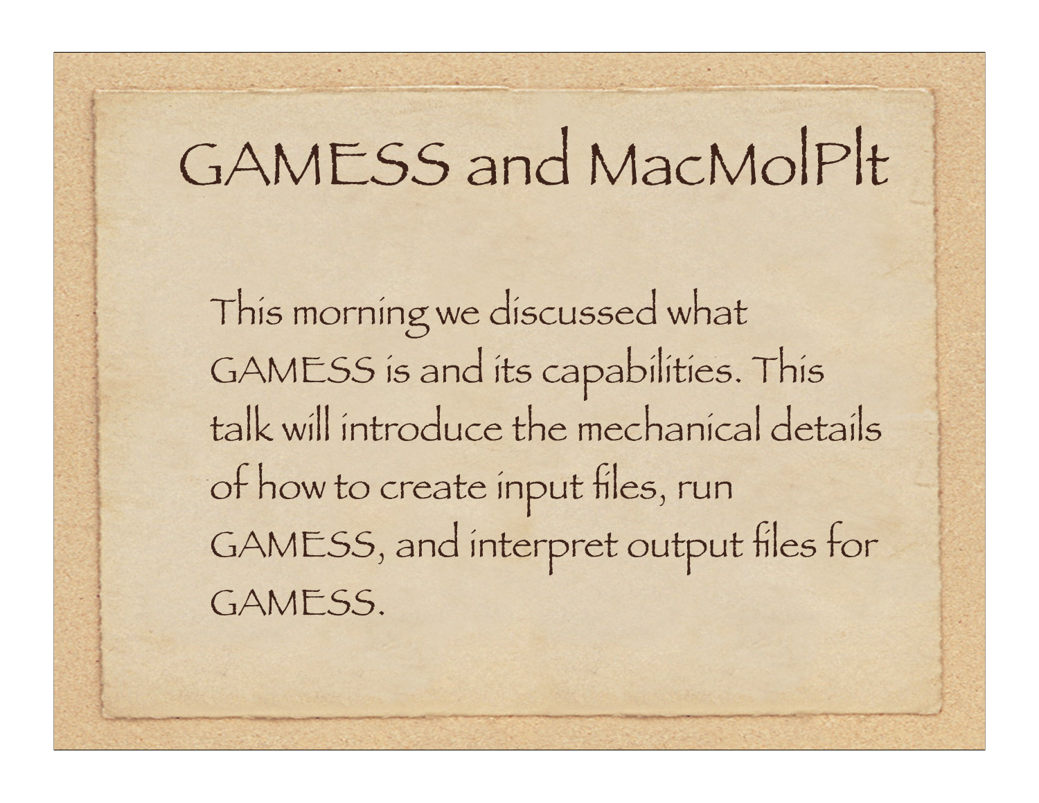# GAMESS and MacMolPlt

This morning we discussed what GAMESS is and its capabilities. This talk will introduce the mechanical details of how to create input files, run GAMESS, and interpret output files for GAMESS.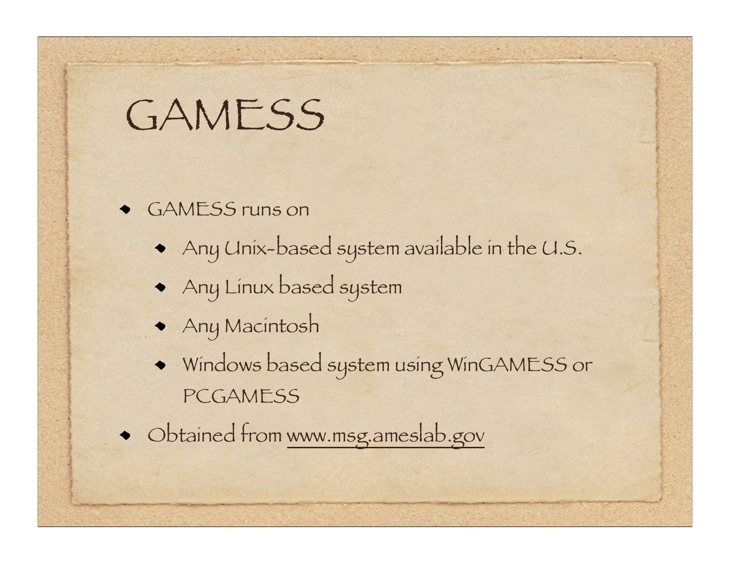# GAMESS

- GAMESS runs on
  - Any Unix-based system available in the U.S.
  - Any Linux based system
  - Any Macintosh
  - Windows based system using WinGAMESS or PCGAMESS
- Obtained from www.msg.ameslab.gov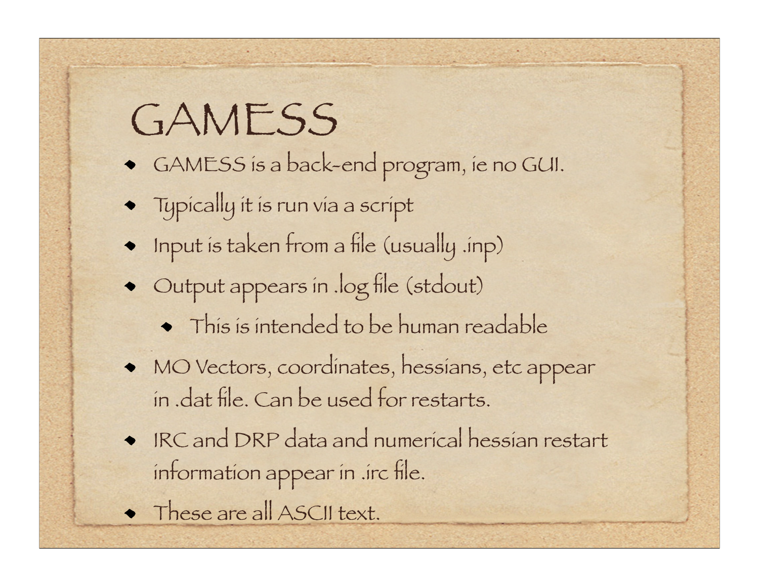# GAMESS

- GAMESS is a back-end program, ie no GUI.
- Typically it is run via a script
- Input is taken from a file (usually .inp)
- Output appears in .log file (stdout)
    - This is intended to be human readable
- MO Vectors, coordinates, hessians, etc appear in .dat file. Can be used for restarts.
- IRC and DRP data and numerical hessian restart information appear in .irc file.
- These are all ASCII text.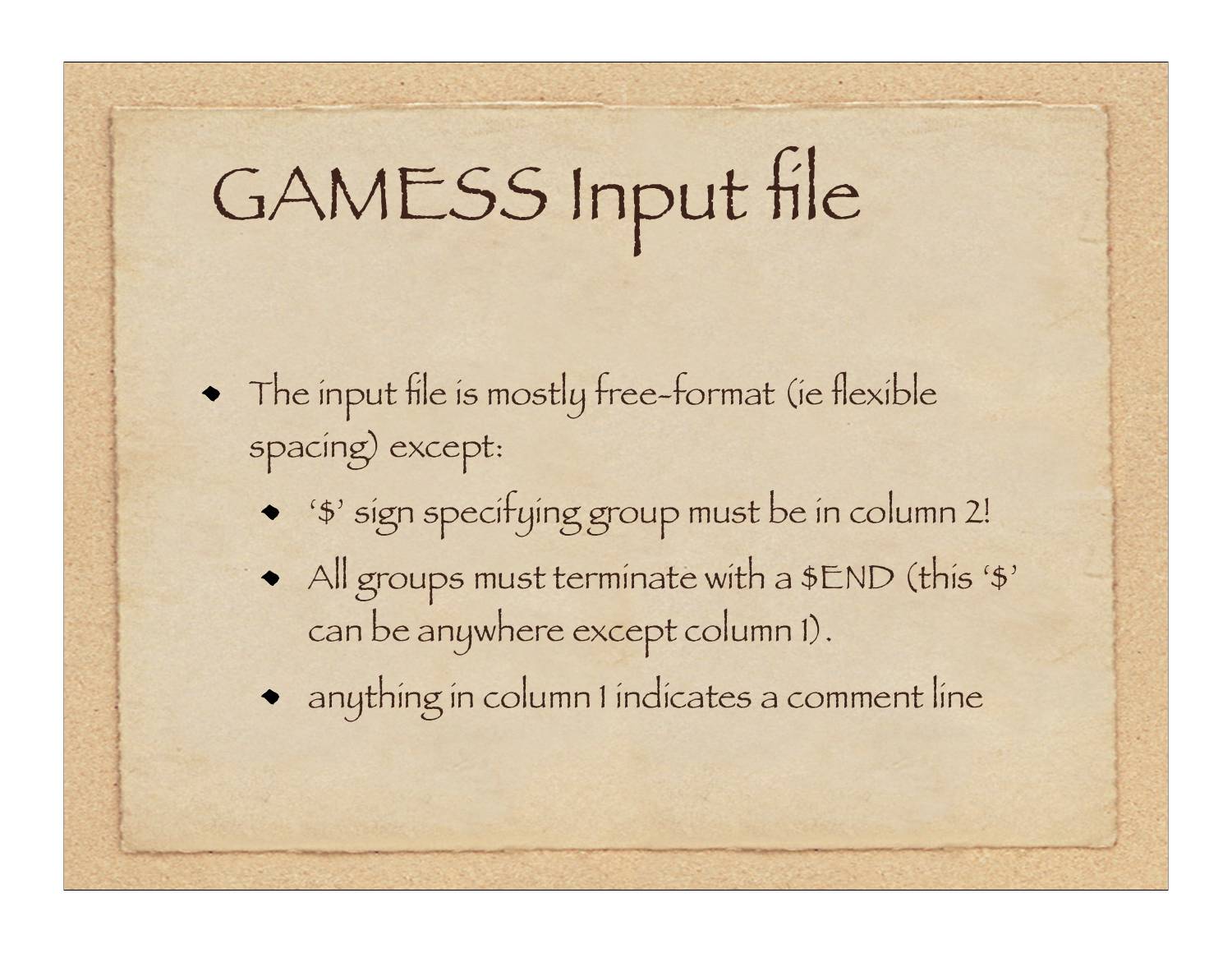# GAMESS Input file

- The input file is mostly free-format (ie flexible spacing) except:
    - '$' sign specifying group must be in column 2!
    - All groups must terminate with a $END (this '$' can be anywhere except column 1).
    - anything in column 1 indicates a comment line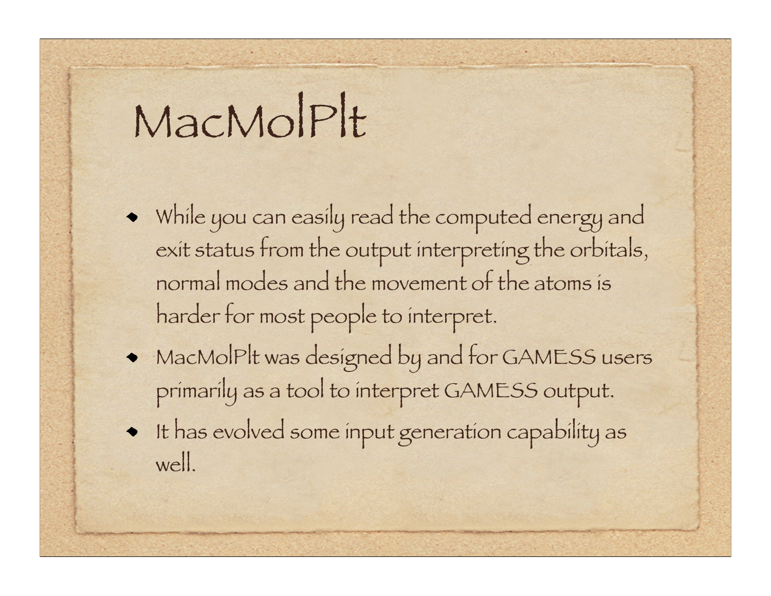# MacMolPlt

- While you can easily read the computed energy and exit status from the output interpreting the orbitals, normal modes and the movement of the atoms is harder for most people to interpret.
- MacMolPlt was designed by and for GAMESS users primarily as a tool to interpret GAMESS output.
- It has evolved some input generation capability as well.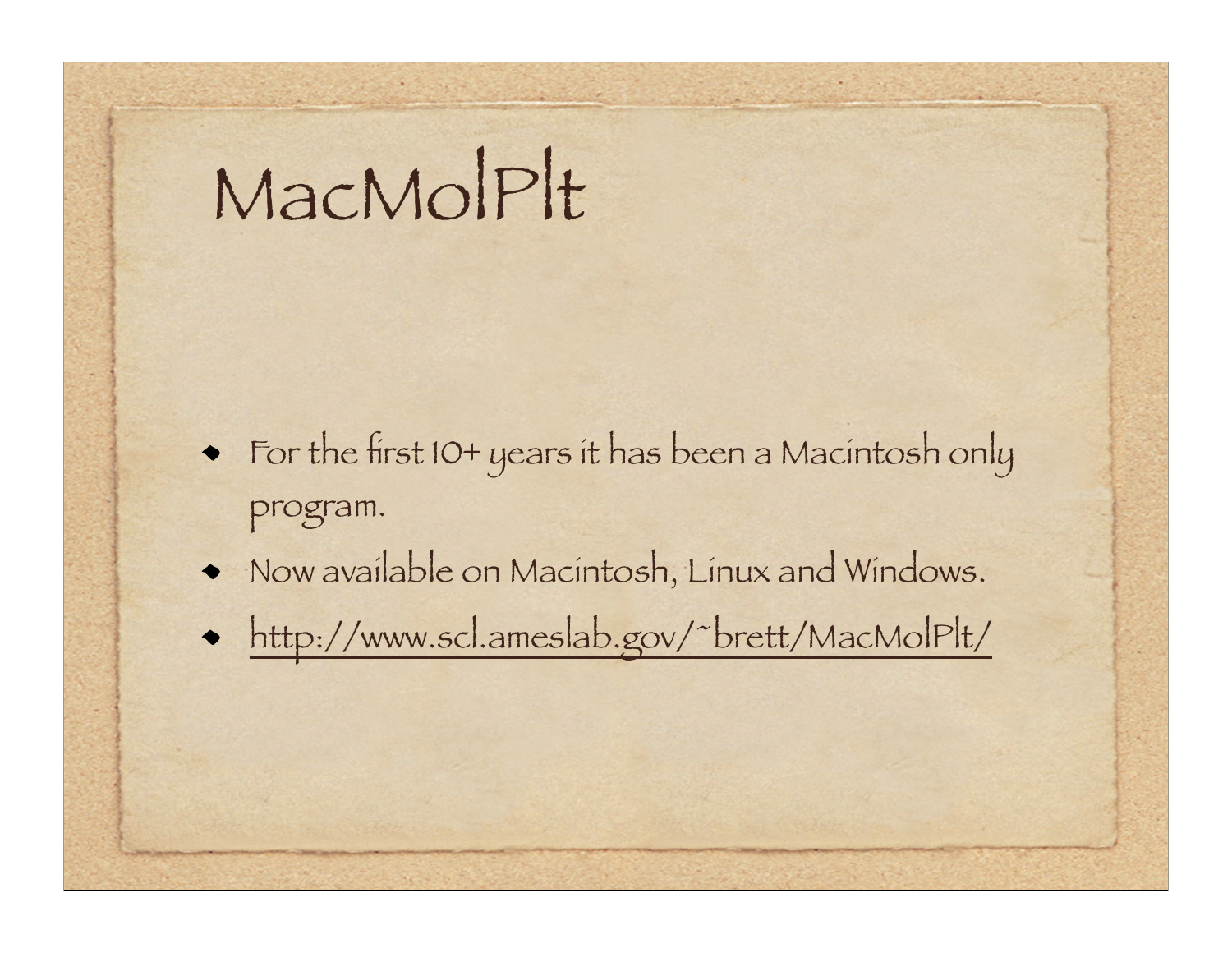# MacMolPlt

- For the first 10+ years it has been a Macintosh only program.
- Now available on Macintosh, Linux and Windows.
- http://www.scl.ameslab.gov/~brett/MacMolPlt/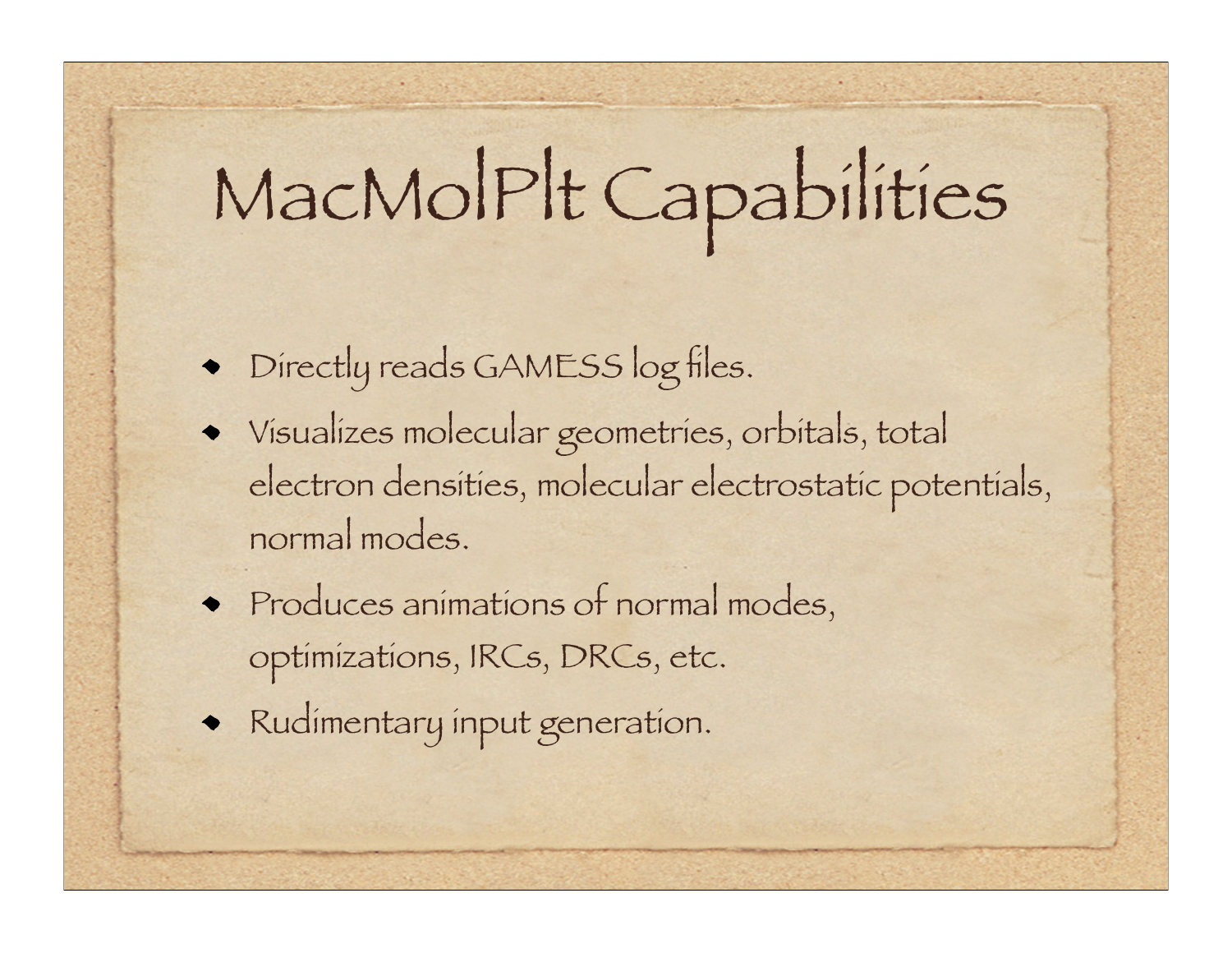# MacMolPlt Capabilities

- Directly reads GAMESS log files.
- Visualizes molecular geometries, orbitals, total electron densities, molecular electrostatic potentials, normal modes.
- Produces animations of normal modes, optimizations, IRCs, DRCs, etc.
- Rudimentary input generation.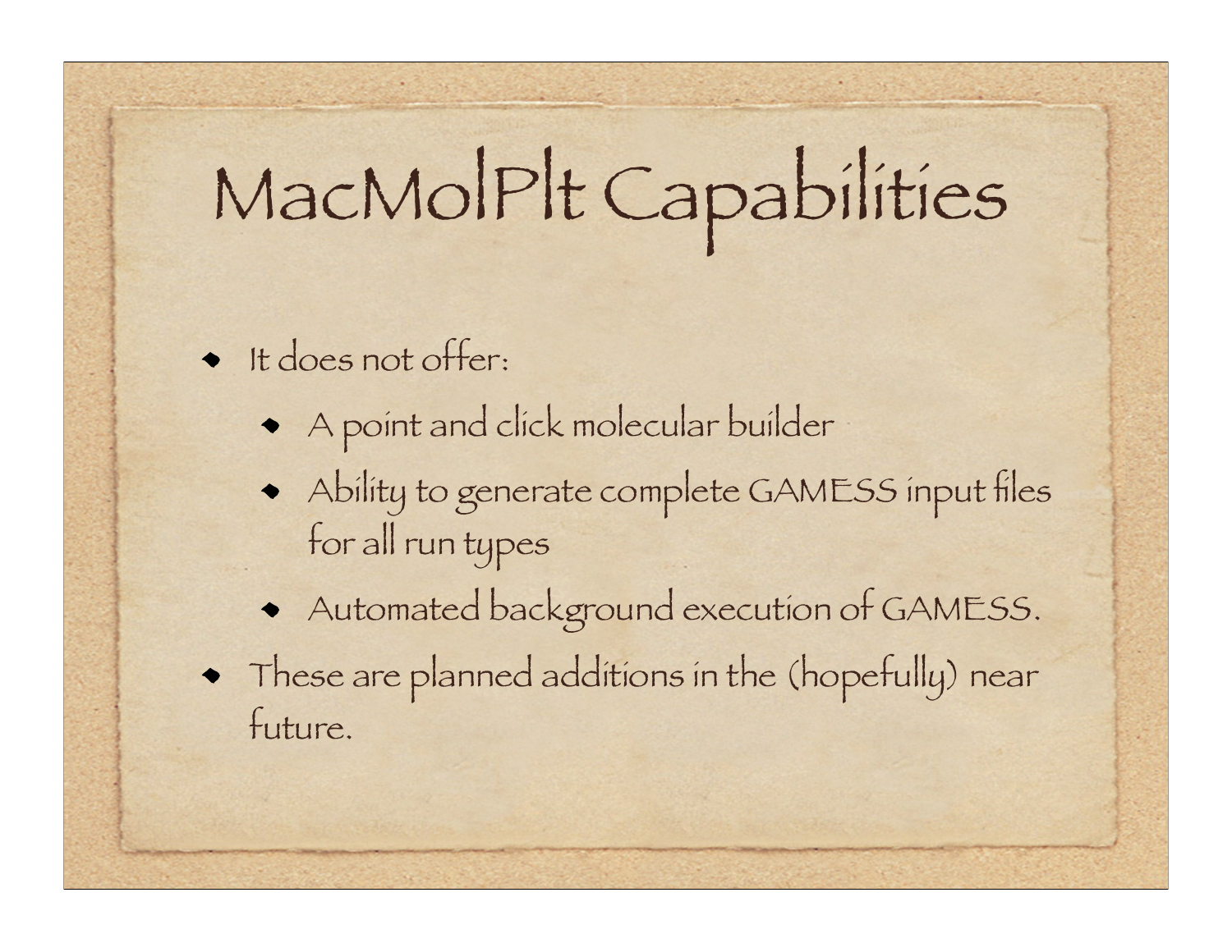# MacMolPlt Capabilities

- It does not offer:
  - A point and click molecular builder
  - Ability to generate complete GAMESS input files for all run types
  - Automated background execution of GAMESS.
- These are planned additions in the (hopefully) near future.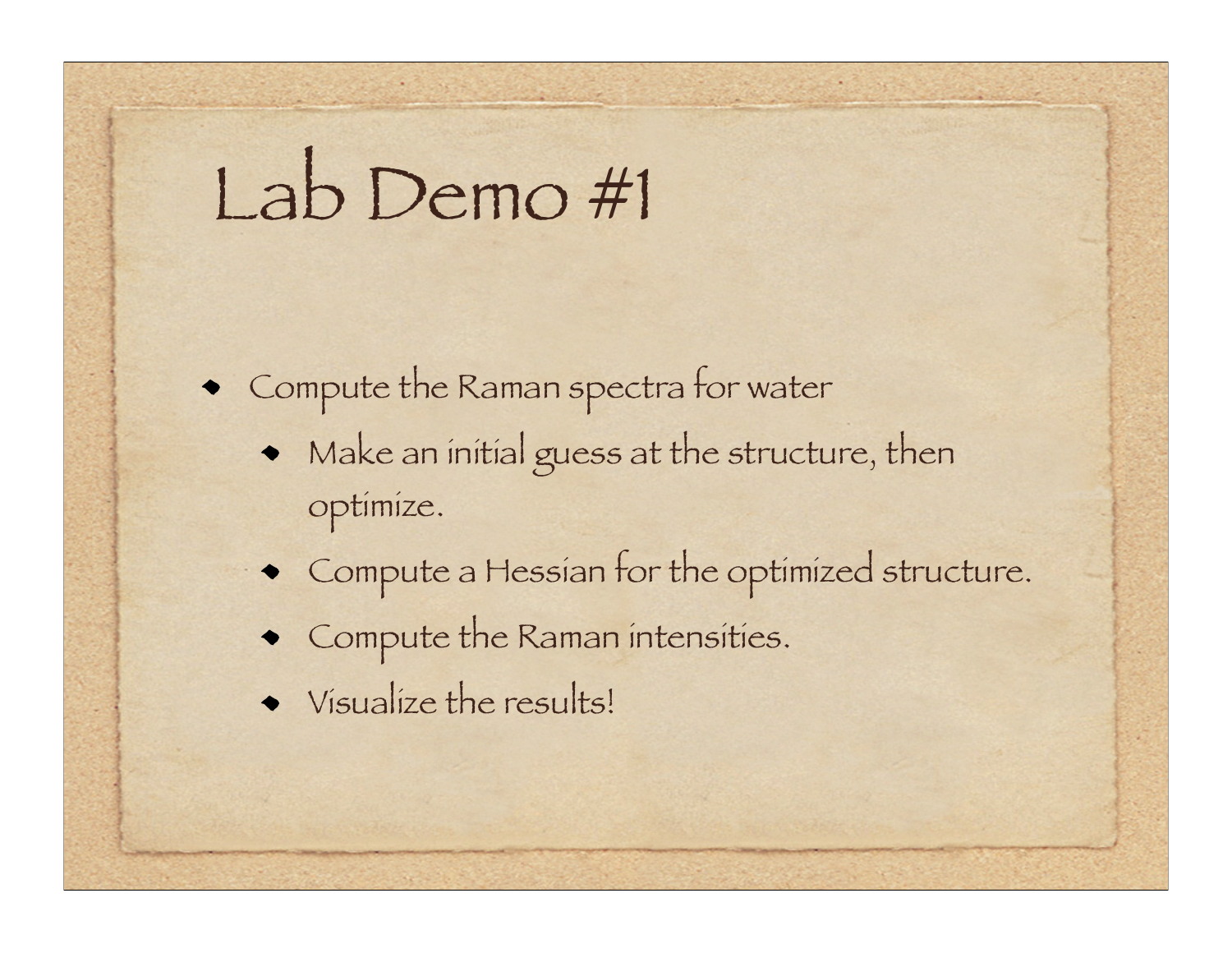# Lab Demo #1

- Compute the Raman spectra for water
  - Make an initial guess at the structure, then optimize.
  - Compute a Hessian for the optimized structure.
  - Compute the Raman intensities.
  - Visualize the results!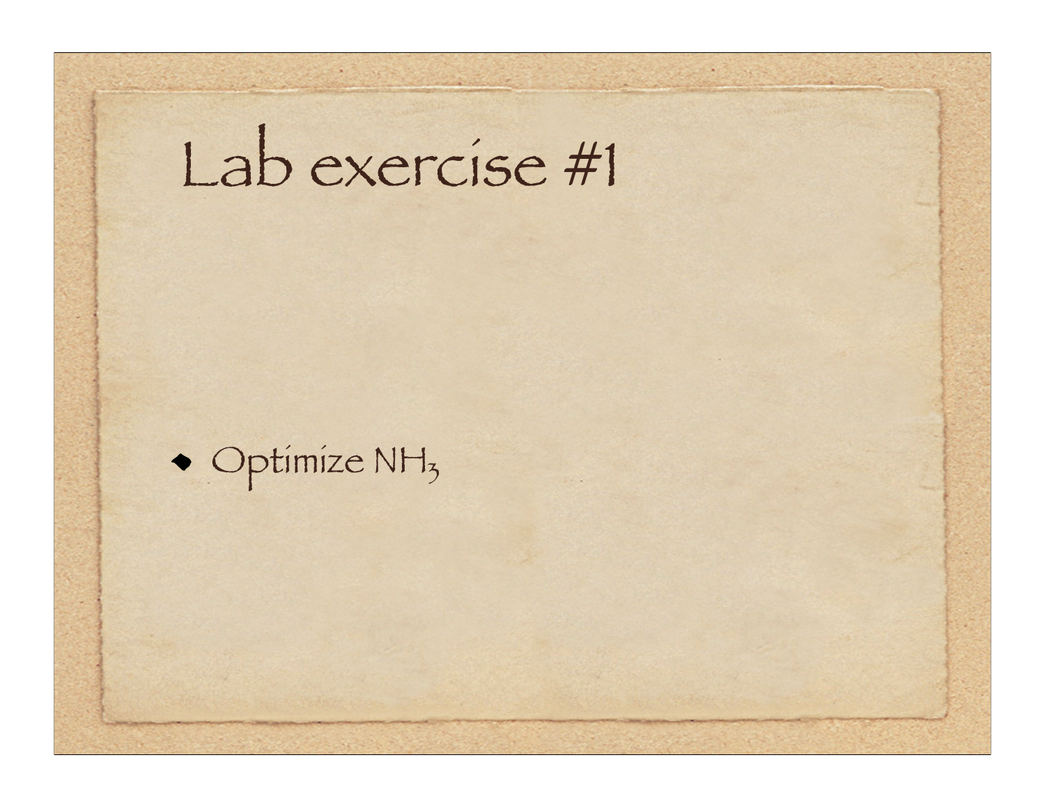# Lab exercise #1

- Optimize $NH_3$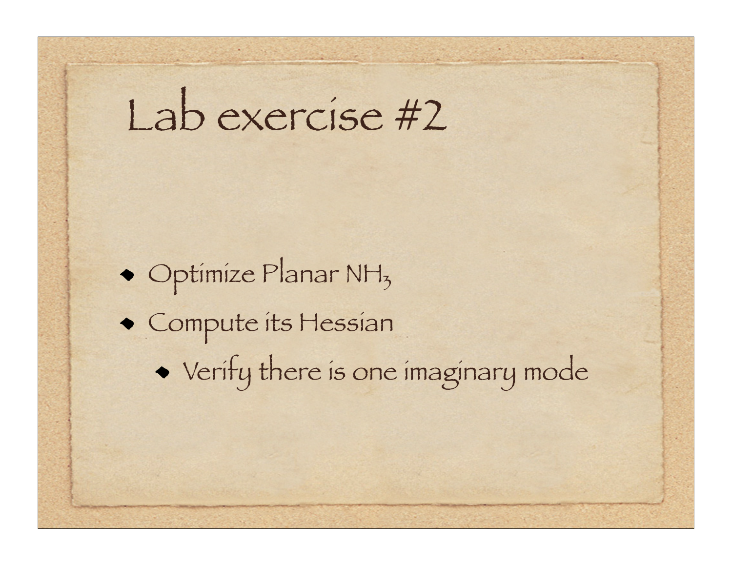# Lab exercise #2

- Optimize Planar $NH_3$
- Compute its Hessian
  - Verify there is one imaginary mode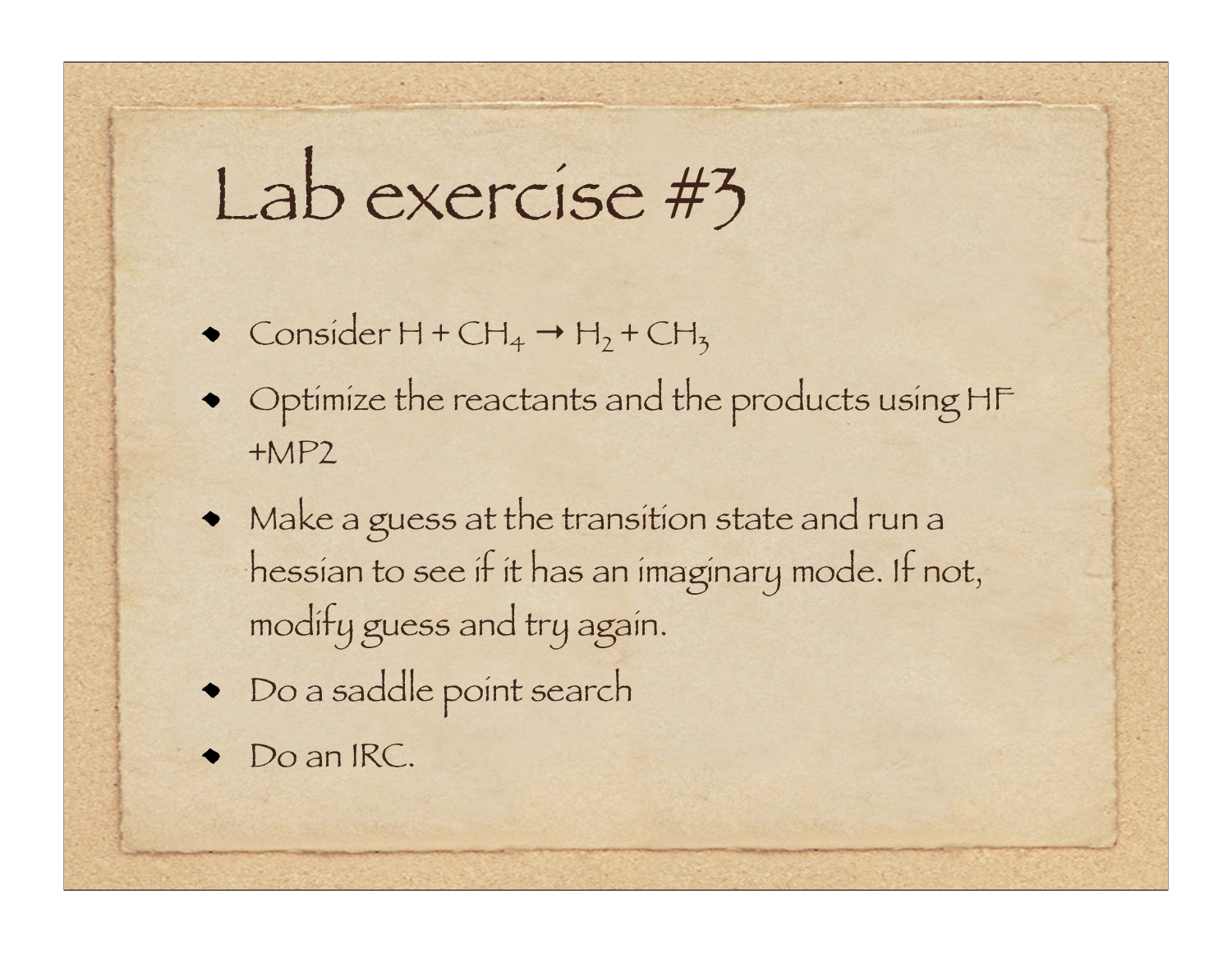# Lab exercise #3

- Consider $H + CH_4 \rightarrow H_2 + CH_3$
- Optimize the reactants and the products using HF +MP2
- Make a guess at the transition state and run a hessian to see if it has an imaginary mode. If not, modify guess and try again.
- Do a saddle point search
- Do an IRC.